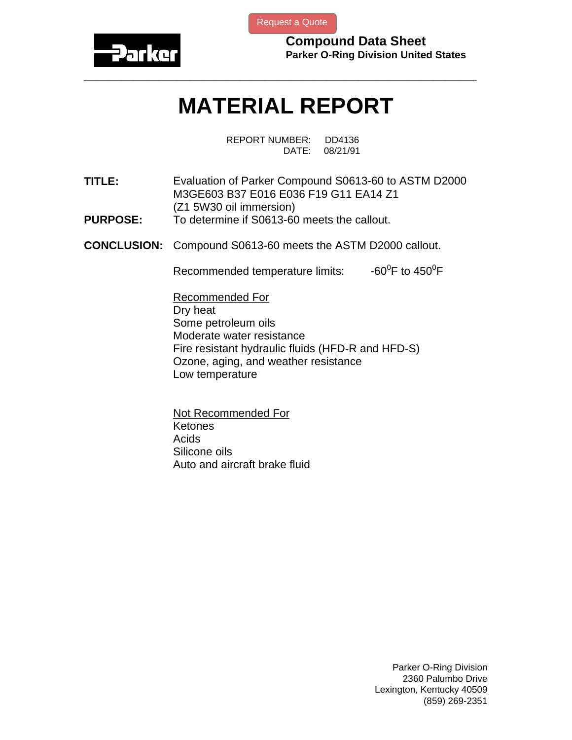Request a Quote

**Compound Data Sheet**
**Parker O-Ring Division United States**

# MATERIAL REPORT

REPORT NUMBER: DD4136
DATE: 08/21/91

**TITLE:** Evaluation of Parker Compound S0613-60 to ASTM D2000 M3GE603 B37 E016 E036 F19 G11 EA14 Z1 (Z1 5W30 oil immersion)

**PURPOSE:** To determine if S0613-60 meets the callout.

**CONCLUSION:** Compound S0613-60 meets the ASTM D2000 callout.

Recommended temperature limits: -60$^0$F to 450$^0$F

Recommended For
Dry heat
Some petroleum oils
Moderate water resistance
Fire resistant hydraulic fluids (HFD-R and HFD-S)
Ozone, aging, and weather resistance
Low temperature

Not Recommended For
Ketones
Acids
Silicone oils
Auto and aircraft brake fluid

Parker O-Ring Division
2360 Palumbo Drive
Lexington, Kentucky 40509
(859) 269-2351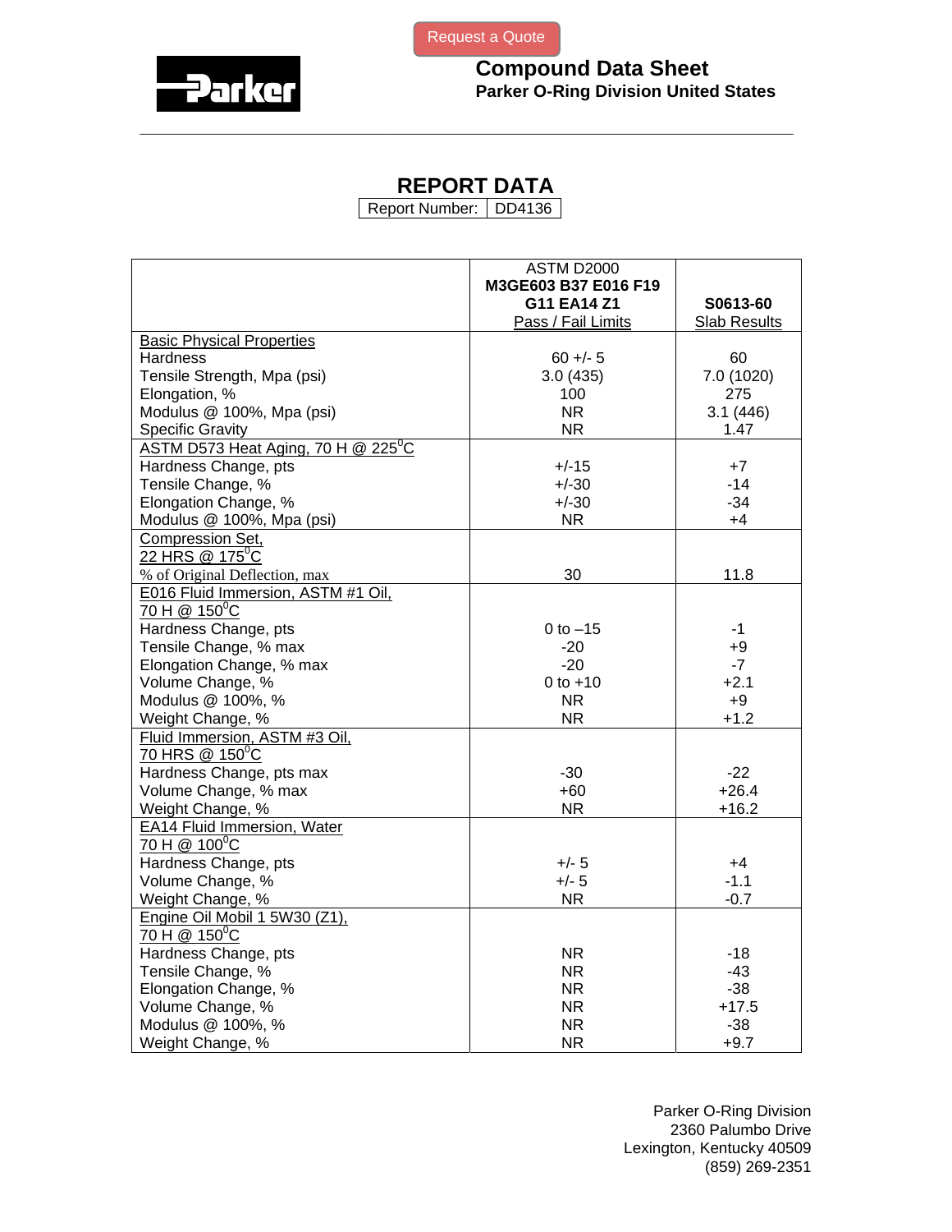Request a Quote

**Parker**

**Compound Data Sheet**
**Parker O-Ring Division United States**

# REPORT DATA

| Report Number: | DD4136 |
|---|---|

| | ASTM D2000 **M3GE603 B37 E016 F19 G11 EA14 Z1** Pass / Fail Limits | **S0613-60** Slab Results |
|---|---|---|
| Basic Physical Properties | | |
| Hardness | 60 +/- 5 | 60 |
| Tensile Strength, Mpa (psi) | 3.0 (435) | 7.0 (1020) |
| Elongation, % | 100 | 275 |
| Modulus @ 100%, Mpa (psi) | NR | 3.1 (446) |
| Specific Gravity | NR | 1.47 |
| ASTM D573 Heat Aging, 70 H @ 225$^0$C | | |
| Hardness Change, pts | +/-15 | +7 |
| Tensile Change, % | +/-30 | -14 |
| Elongation Change, % | +/-30 | -34 |
| Modulus @ 100%, Mpa (psi) | NR | +4 |
| Compression Set, 22 HRS @ 175$^0$C | | |
| % of Original Deflection, max | 30 | 11.8 |
| E016 Fluid Immersion, ASTM #1 Oil, 70 H @ 150$^0$C | | |
| Hardness Change, pts | 0 to –15 | -1 |
| Tensile Change, % max | -20 | +9 |
| Elongation Change, % max | -20 | -7 |
| Volume Change, % | 0 to +10 | +2.1 |
| Modulus @ 100%, % | NR | +9 |
| Weight Change, % | NR | +1.2 |
| Fluid Immersion, ASTM #3 Oil, 70 HRS @ 150$^0$C | | |
| Hardness Change, pts max | -30 | -22 |
| Volume Change, % max | +60 | +26.4 |
| Weight Change, % | NR | +16.2 |
| EA14 Fluid Immersion, Water 70 H @ 100$^0$C | | |
| Hardness Change, pts | +/- 5 | +4 |
| Volume Change, % | +/- 5 | -1.1 |
| Weight Change, % | NR | -0.7 |
| Engine Oil Mobil 1 5W30 (Z1), 70 H @ 150$^0$C | | |
| Hardness Change, pts | NR | -18 |
| Tensile Change, % | NR | -43 |
| Elongation Change, % | NR | -38 |
| Volume Change, % | NR | +17.5 |
| Modulus @ 100%, % | NR | -38 |
| Weight Change, % | NR | +9.7 |

Parker O-Ring Division
2360 Palumbo Drive
Lexington, Kentucky 40509
(859) 269-2351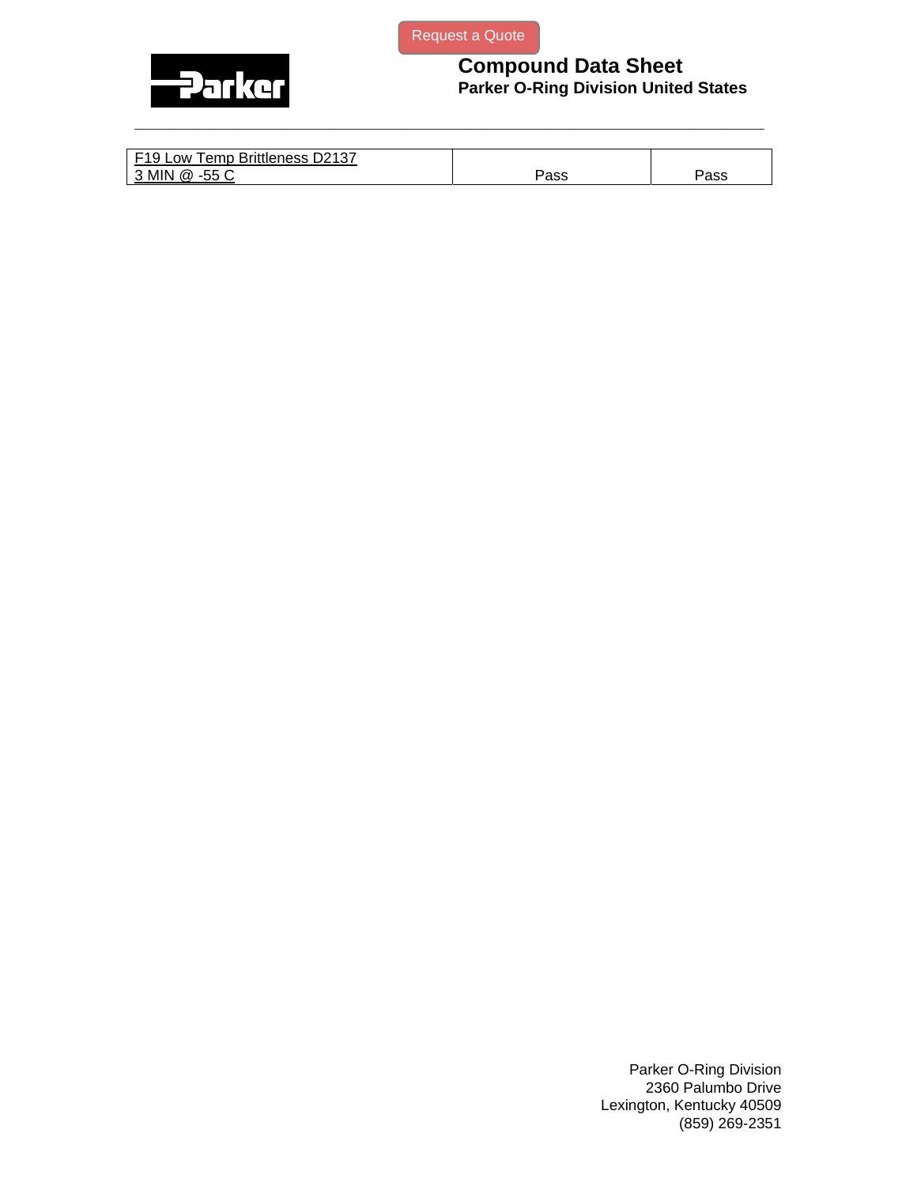| | | |
|---|---|---|
| F19 Low Temp Brittleness D2137<br>3 MIN @ -55 C | Pass | Pass |